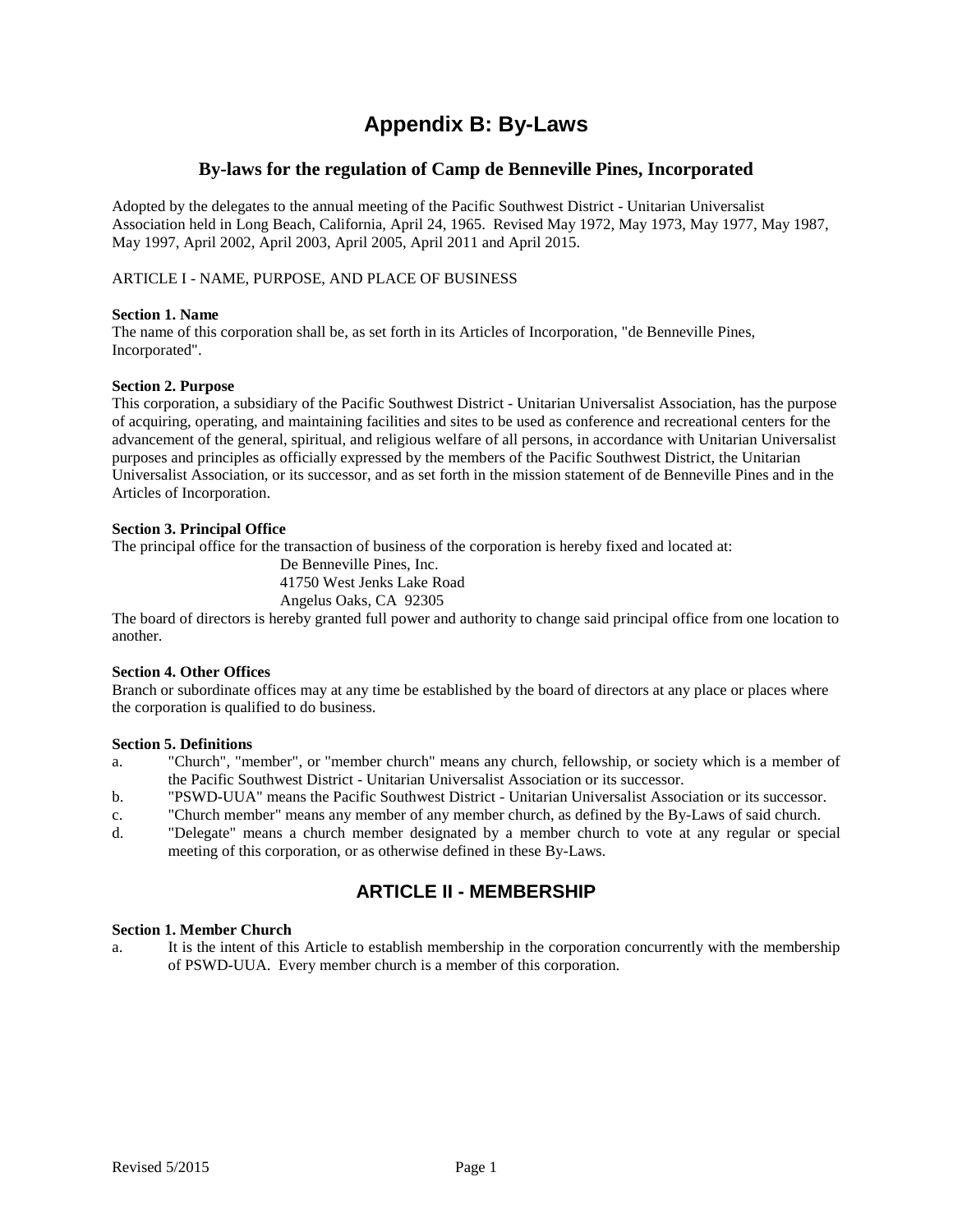# Appendix B: By-Laws

## By-laws for the regulation of Camp de Benneville Pines, Incorporated

Adopted by the delegates to the annual meeting of the Pacific Southwest District - Unitarian Universalist Association held in Long Beach, California, April 24, 1965. Revised May 1972, May 1973, May 1977, May 1987, May 1997, April 2002, April 2003, April 2005, April 2011 and April 2015.

ARTICLE I - NAME, PURPOSE, AND PLACE OF BUSINESS

**Section 1. Name**
The name of this corporation shall be, as set forth in its Articles of Incorporation, "de Benneville Pines, Incorporated".

**Section 2. Purpose**
This corporation, a subsidiary of the Pacific Southwest District - Unitarian Universalist Association, has the purpose of acquiring, operating, and maintaining facilities and sites to be used as conference and recreational centers for the advancement of the general, spiritual, and religious welfare of all persons, in accordance with Unitarian Universalist purposes and principles as officially expressed by the members of the Pacific Southwest District, the Unitarian Universalist Association, or its successor, and as set forth in the mission statement of de Benneville Pines and in the Articles of Incorporation.

**Section 3. Principal Office**
The principal office for the transaction of business of the corporation is hereby fixed and located at:

De Benneville Pines, Inc.
41750 West Jenks Lake Road
Angelus Oaks, CA 92305

The board of directors is hereby granted full power and authority to change said principal office from one location to another.

**Section 4. Other Offices**
Branch or subordinate offices may at any time be established by the board of directors at any place or places where the corporation is qualified to do business.

**Section 5. Definitions**

a. "Church", "member", or "member church" means any church, fellowship, or society which is a member of the Pacific Southwest District - Unitarian Universalist Association or its successor.
b. "PSWD-UUA" means the Pacific Southwest District - Unitarian Universalist Association or its successor.
c. "Church member" means any member of any member church, as defined by the By-Laws of said church.
d. "Delegate" means a church member designated by a member church to vote at any regular or special meeting of this corporation, or as otherwise defined in these By-Laws.

## ARTICLE II - MEMBERSHIP

**Section 1. Member Church**

a. It is the intent of this Article to establish membership in the corporation concurrently with the membership of PSWD-UUA. Every member church is a member of this corporation.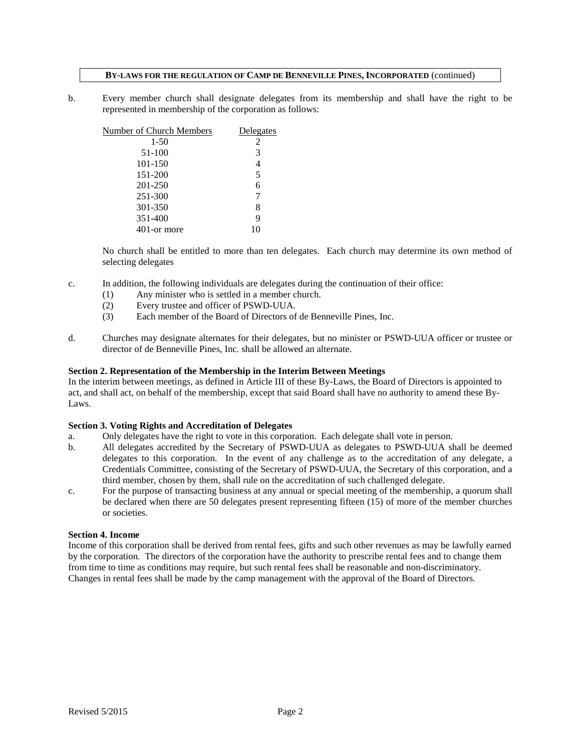b. Every member church shall designate delegates from its membership and shall have the right to be represented in membership of the corporation as follows:

| Number of Church Members | Delegates |
|---|---|
| 1-50 | 2 |
| 51-100 | 3 |
| 101-150 | 4 |
| 151-200 | 5 |
| 201-250 | 6 |
| 251-300 | 7 |
| 301-350 | 8 |
| 351-400 | 9 |
| 401-or more | 10 |

No church shall be entitled to more than ten delegates. Each church may determine its own method of selecting delegates

c. In addition, the following individuals are delegates during the continuation of their office:
   (1) Any minister who is settled in a member church.
   (2) Every trustee and officer of PSWD-UUA.
   (3) Each member of the Board of Directors of de Benneville Pines, Inc.

d. Churches may designate alternates for their delegates, but no minister or PSWD-UUA officer or trustee or director of de Benneville Pines, Inc. shall be allowed an alternate.

**Section 2. Representation of the Membership in the Interim Between Meetings**

In the interim between meetings, as defined in Article III of these By-Laws, the Board of Directors is appointed to act, and shall act, on behalf of the membership, except that said Board shall have no authority to amend these By-Laws.

**Section 3. Voting Rights and Accreditation of Delegates**

a. Only delegates have the right to vote in this corporation. Each delegate shall vote in person.

b. All delegates accredited by the Secretary of PSWD-UUA as delegates to PSWD-UUA shall be deemed delegates to this corporation. In the event of any challenge as to the accreditation of any delegate, a Credentials Committee, consisting of the Secretary of PSWD-UUA, the Secretary of this corporation, and a third member, chosen by them, shall rule on the accreditation of such challenged delegate.

c. For the purpose of transacting business at any annual or special meeting of the membership, a quorum shall be declared when there are 50 delegates present representing fifteen (15) of more of the member churches or societies.

**Section 4. Income**

Income of this corporation shall be derived from rental fees, gifts and such other revenues as may be lawfully earned by the corporation. The directors of the corporation have the authority to prescribe rental fees and to change them from time to time as conditions may require, but such rental fees shall be reasonable and non-discriminatory. Changes in rental fees shall be made by the camp management with the approval of the Board of Directors.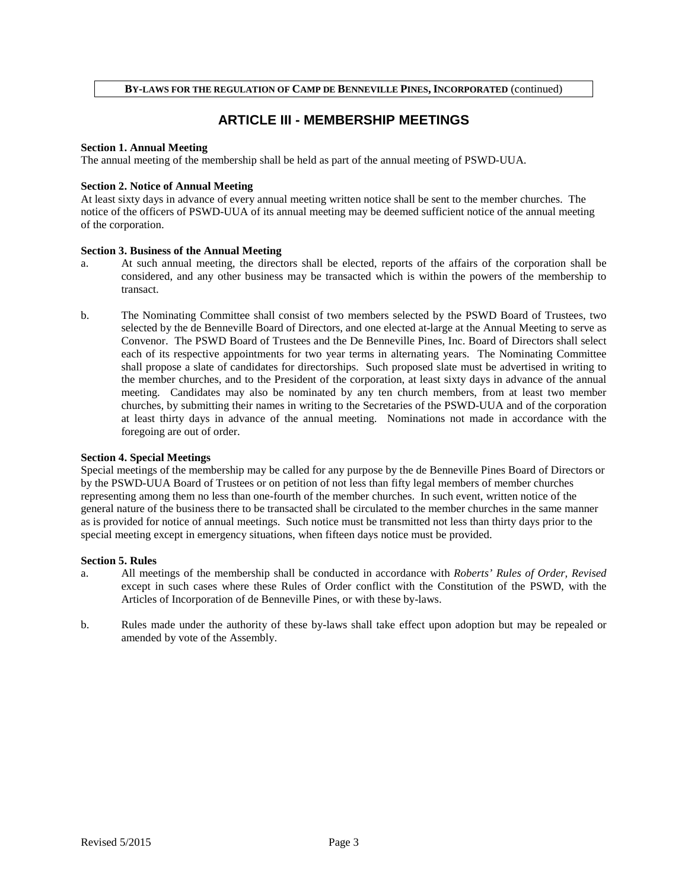## ARTICLE III - MEMBERSHIP MEETINGS

**Section 1. Annual Meeting**
The annual meeting of the membership shall be held as part of the annual meeting of PSWD-UUA.

**Section 2. Notice of Annual Meeting**
At least sixty days in advance of every annual meeting written notice shall be sent to the member churches. The notice of the officers of PSWD-UUA of its annual meeting may be deemed sufficient notice of the annual meeting of the corporation.

**Section 3. Business of the Annual Meeting**

a. At such annual meeting, the directors shall be elected, reports of the affairs of the corporation shall be considered, and any other business may be transacted which is within the powers of the membership to transact.

b. The Nominating Committee shall consist of two members selected by the PSWD Board of Trustees, two selected by the de Benneville Board of Directors, and one elected at-large at the Annual Meeting to serve as Convenor. The PSWD Board of Trustees and the De Benneville Pines, Inc. Board of Directors shall select each of its respective appointments for two year terms in alternating years. The Nominating Committee shall propose a slate of candidates for directorships. Such proposed slate must be advertised in writing to the member churches, and to the President of the corporation, at least sixty days in advance of the annual meeting. Candidates may also be nominated by any ten church members, from at least two member churches, by submitting their names in writing to the Secretaries of the PSWD-UUA and of the corporation at least thirty days in advance of the annual meeting. Nominations not made in accordance with the foregoing are out of order.

**Section 4. Special Meetings**
Special meetings of the membership may be called for any purpose by the de Benneville Pines Board of Directors or by the PSWD-UUA Board of Trustees or on petition of not less than fifty legal members of member churches representing among them no less than one-fourth of the member churches. In such event, written notice of the general nature of the business there to be transacted shall be circulated to the member churches in the same manner as is provided for notice of annual meetings. Such notice must be transmitted not less than thirty days prior to the special meeting except in emergency situations, when fifteen days notice must be provided.

**Section 5. Rules**

a. All meetings of the membership shall be conducted in accordance with *Roberts' Rules of Order, Revised* except in such cases where these Rules of Order conflict with the Constitution of the PSWD, with the Articles of Incorporation of de Benneville Pines, or with these by-laws.

b. Rules made under the authority of these by-laws shall take effect upon adoption but may be repealed or amended by vote of the Assembly.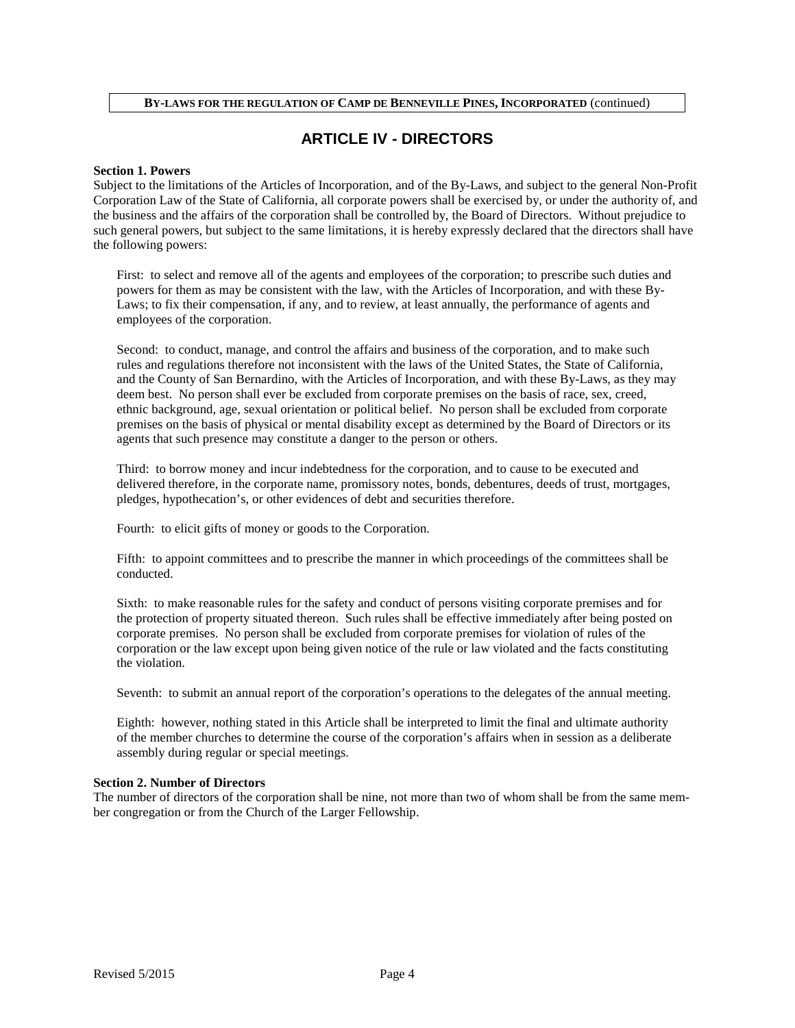## ARTICLE IV - DIRECTORS

**Section 1. Powers**

Subject to the limitations of the Articles of Incorporation, and of the By-Laws, and subject to the general Non-Profit Corporation Law of the State of California, all corporate powers shall be exercised by, or under the authority of, and the business and the affairs of the corporation shall be controlled by, the Board of Directors. Without prejudice to such general powers, but subject to the same limitations, it is hereby expressly declared that the directors shall have the following powers:

First: to select and remove all of the agents and employees of the corporation; to prescribe such duties and powers for them as may be consistent with the law, with the Articles of Incorporation, and with these By-Laws; to fix their compensation, if any, and to review, at least annually, the performance of agents and employees of the corporation.

Second: to conduct, manage, and control the affairs and business of the corporation, and to make such rules and regulations therefore not inconsistent with the laws of the United States, the State of California, and the County of San Bernardino, with the Articles of Incorporation, and with these By-Laws, as they may deem best. No person shall ever be excluded from corporate premises on the basis of race, sex, creed, ethnic background, age, sexual orientation or political belief. No person shall be excluded from corporate premises on the basis of physical or mental disability except as determined by the Board of Directors or its agents that such presence may constitute a danger to the person or others.

Third: to borrow money and incur indebtedness for the corporation, and to cause to be executed and delivered therefore, in the corporate name, promissory notes, bonds, debentures, deeds of trust, mortgages, pledges, hypothecation's, or other evidences of debt and securities therefore.

Fourth: to elicit gifts of money or goods to the Corporation.

Fifth: to appoint committees and to prescribe the manner in which proceedings of the committees shall be conducted.

Sixth: to make reasonable rules for the safety and conduct of persons visiting corporate premises and for the protection of property situated thereon. Such rules shall be effective immediately after being posted on corporate premises. No person shall be excluded from corporate premises for violation of rules of the corporation or the law except upon being given notice of the rule or law violated and the facts constituting the violation.

Seventh: to submit an annual report of the corporation's operations to the delegates of the annual meeting.

Eighth: however, nothing stated in this Article shall be interpreted to limit the final and ultimate authority of the member churches to determine the course of the corporation's affairs when in session as a deliberate assembly during regular or special meetings.

**Section 2. Number of Directors**

The number of directors of the corporation shall be nine, not more than two of whom shall be from the same member congregation or from the Church of the Larger Fellowship.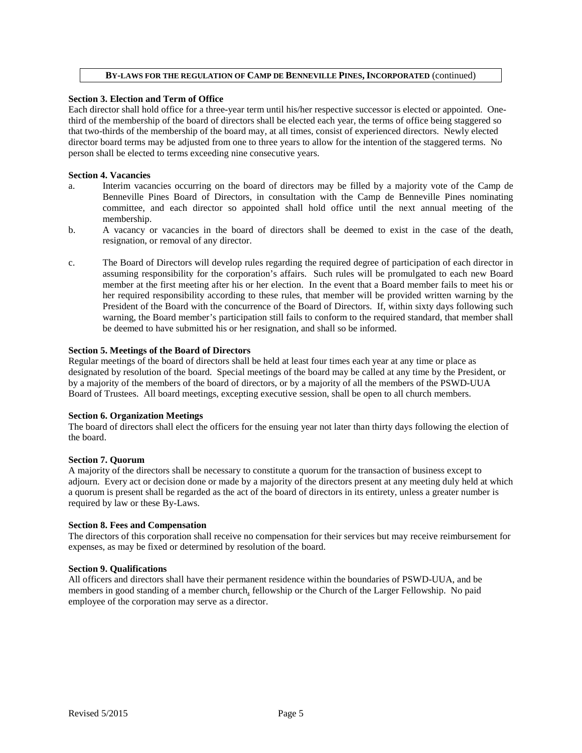**BY-LAWS FOR THE REGULATION OF CAMP DE BENNEVILLE PINES, INCORPORATED** (continued)

**Section 3. Election and Term of Office**

Each director shall hold office for a three-year term until his/her respective successor is elected or appointed. One-third of the membership of the board of directors shall be elected each year, the terms of office being staggered so that two-thirds of the membership of the board may, at all times, consist of experienced directors. Newly elected director board terms may be adjusted from one to three years to allow for the intention of the staggered terms. No person shall be elected to terms exceeding nine consecutive years.

**Section 4. Vacancies**

a. Interim vacancies occurring on the board of directors may be filled by a majority vote of the Camp de Benneville Pines Board of Directors, in consultation with the Camp de Benneville Pines nominating committee, and each director so appointed shall hold office until the next annual meeting of the membership.

b. A vacancy or vacancies in the board of directors shall be deemed to exist in the case of the death, resignation, or removal of any director.

c. The Board of Directors will develop rules regarding the required degree of participation of each director in assuming responsibility for the corporation's affairs. Such rules will be promulgated to each new Board member at the first meeting after his or her election. In the event that a Board member fails to meet his or her required responsibility according to these rules, that member will be provided written warning by the President of the Board with the concurrence of the Board of Directors. If, within sixty days following such warning, the Board member's participation still fails to conform to the required standard, that member shall be deemed to have submitted his or her resignation, and shall so be informed.

**Section 5. Meetings of the Board of Directors**

Regular meetings of the board of directors shall be held at least four times each year at any time or place as designated by resolution of the board. Special meetings of the board may be called at any time by the President, or by a majority of the members of the board of directors, or by a majority of all the members of the PSWD-UUA Board of Trustees. All board meetings, excepting executive session, shall be open to all church members.

**Section 6. Organization Meetings**

The board of directors shall elect the officers for the ensuing year not later than thirty days following the election of the board.

**Section 7. Quorum**

A majority of the directors shall be necessary to constitute a quorum for the transaction of business except to adjourn. Every act or decision done or made by a majority of the directors present at any meeting duly held at which a quorum is present shall be regarded as the act of the board of directors in its entirety, unless a greater number is required by law or these By-Laws.

**Section 8. Fees and Compensation**

The directors of this corporation shall receive no compensation for their services but may receive reimbursement for expenses, as may be fixed or determined by resolution of the board.

**Section 9. Qualifications**

All officers and directors shall have their permanent residence within the boundaries of PSWD-UUA, and be members in good standing of a member church, fellowship or the Church of the Larger Fellowship. No paid employee of the corporation may serve as a director.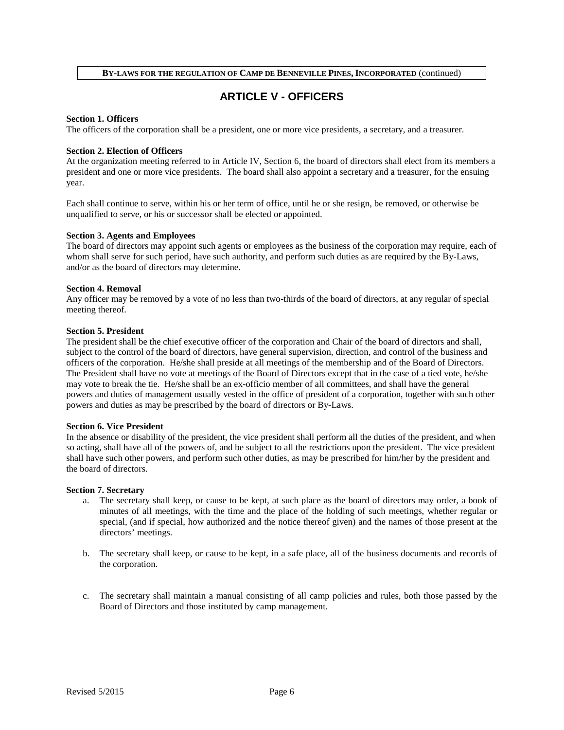## ARTICLE V - OFFICERS

**Section 1. Officers**
The officers of the corporation shall be a president, one or more vice presidents, a secretary, and a treasurer.

**Section 2. Election of Officers**
At the organization meeting referred to in Article IV, Section 6, the board of directors shall elect from its members a president and one or more vice presidents. The board shall also appoint a secretary and a treasurer, for the ensuing year.

Each shall continue to serve, within his or her term of office, until he or she resign, be removed, or otherwise be unqualified to serve, or his or successor shall be elected or appointed.

**Section 3. Agents and Employees**
The board of directors may appoint such agents or employees as the business of the corporation may require, each of whom shall serve for such period, have such authority, and perform such duties as are required by the By-Laws, and/or as the board of directors may determine.

**Section 4. Removal**
Any officer may be removed by a vote of no less than two-thirds of the board of directors, at any regular of special meeting thereof.

**Section 5. President**
The president shall be the chief executive officer of the corporation and Chair of the board of directors and shall, subject to the control of the board of directors, have general supervision, direction, and control of the business and officers of the corporation. He/she shall preside at all meetings of the membership and of the Board of Directors. The President shall have no vote at meetings of the Board of Directors except that in the case of a tied vote, he/she may vote to break the tie. He/she shall be an ex-officio member of all committees, and shall have the general powers and duties of management usually vested in the office of president of a corporation, together with such other powers and duties as may be prescribed by the board of directors or By-Laws.

**Section 6. Vice President**
In the absence or disability of the president, the vice president shall perform all the duties of the president, and when so acting, shall have all of the powers of, and be subject to all the restrictions upon the president. The vice president shall have such other powers, and perform such other duties, as may be prescribed for him/her by the president and the board of directors.

**Section 7. Secretary**

a. The secretary shall keep, or cause to be kept, at such place as the board of directors may order, a book of minutes of all meetings, with the time and the place of the holding of such meetings, whether regular or special, (and if special, how authorized and the notice thereof given) and the names of those present at the directors' meetings.

b. The secretary shall keep, or cause to be kept, in a safe place, all of the business documents and records of the corporation.

c. The secretary shall maintain a manual consisting of all camp policies and rules, both those passed by the Board of Directors and those instituted by camp management.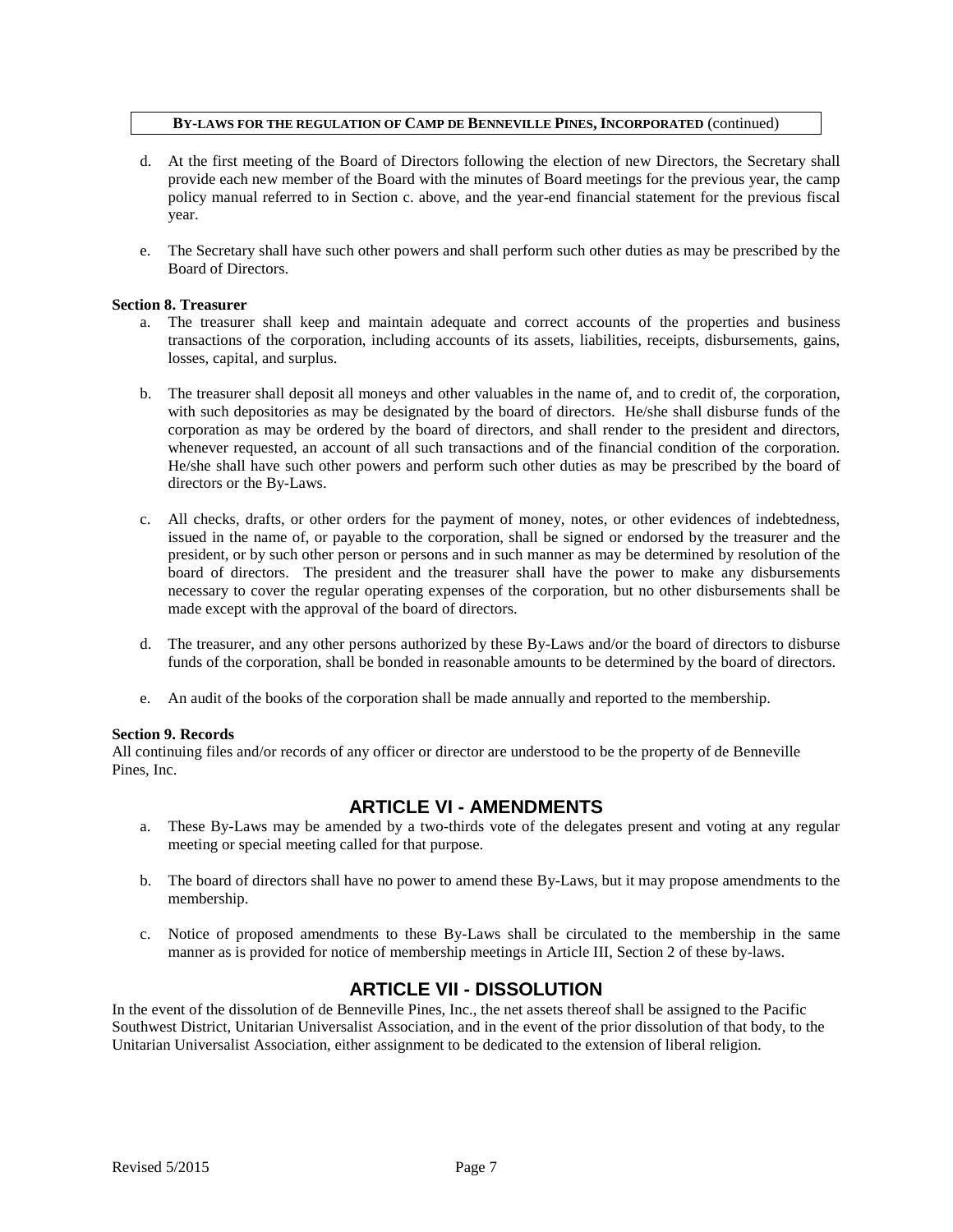d. At the first meeting of the Board of Directors following the election of new Directors, the Secretary shall provide each new member of the Board with the minutes of Board meetings for the previous year, the camp policy manual referred to in Section c. above, and the year-end financial statement for the previous fiscal year.

e. The Secretary shall have such other powers and shall perform such other duties as may be prescribed by the Board of Directors.

**Section 8. Treasurer**

a. The treasurer shall keep and maintain adequate and correct accounts of the properties and business transactions of the corporation, including accounts of its assets, liabilities, receipts, disbursements, gains, losses, capital, and surplus.

b. The treasurer shall deposit all moneys and other valuables in the name of, and to credit of, the corporation, with such depositories as may be designated by the board of directors. He/she shall disburse funds of the corporation as may be ordered by the board of directors, and shall render to the president and directors, whenever requested, an account of all such transactions and of the financial condition of the corporation. He/she shall have such other powers and perform such other duties as may be prescribed by the board of directors or the By-Laws.

c. All checks, drafts, or other orders for the payment of money, notes, or other evidences of indebtedness, issued in the name of, or payable to the corporation, shall be signed or endorsed by the treasurer and the president, or by such other person or persons and in such manner as may be determined by resolution of the board of directors. The president and the treasurer shall have the power to make any disbursements necessary to cover the regular operating expenses of the corporation, but no other disbursements shall be made except with the approval of the board of directors.

d. The treasurer, and any other persons authorized by these By-Laws and/or the board of directors to disburse funds of the corporation, shall be bonded in reasonable amounts to be determined by the board of directors.

e. An audit of the books of the corporation shall be made annually and reported to the membership.

**Section 9. Records**

All continuing files and/or records of any officer or director are understood to be the property of de Benneville Pines, Inc.

## ARTICLE VI - AMENDMENTS

a. These By-Laws may be amended by a two-thirds vote of the delegates present and voting at any regular meeting or special meeting called for that purpose.

b. The board of directors shall have no power to amend these By-Laws, but it may propose amendments to the membership.

c. Notice of proposed amendments to these By-Laws shall be circulated to the membership in the same manner as is provided for notice of membership meetings in Article III, Section 2 of these by-laws.

## ARTICLE VII - DISSOLUTION

In the event of the dissolution of de Benneville Pines, Inc., the net assets thereof shall be assigned to the Pacific Southwest District, Unitarian Universalist Association, and in the event of the prior dissolution of that body, to the Unitarian Universalist Association, either assignment to be dedicated to the extension of liberal religion.